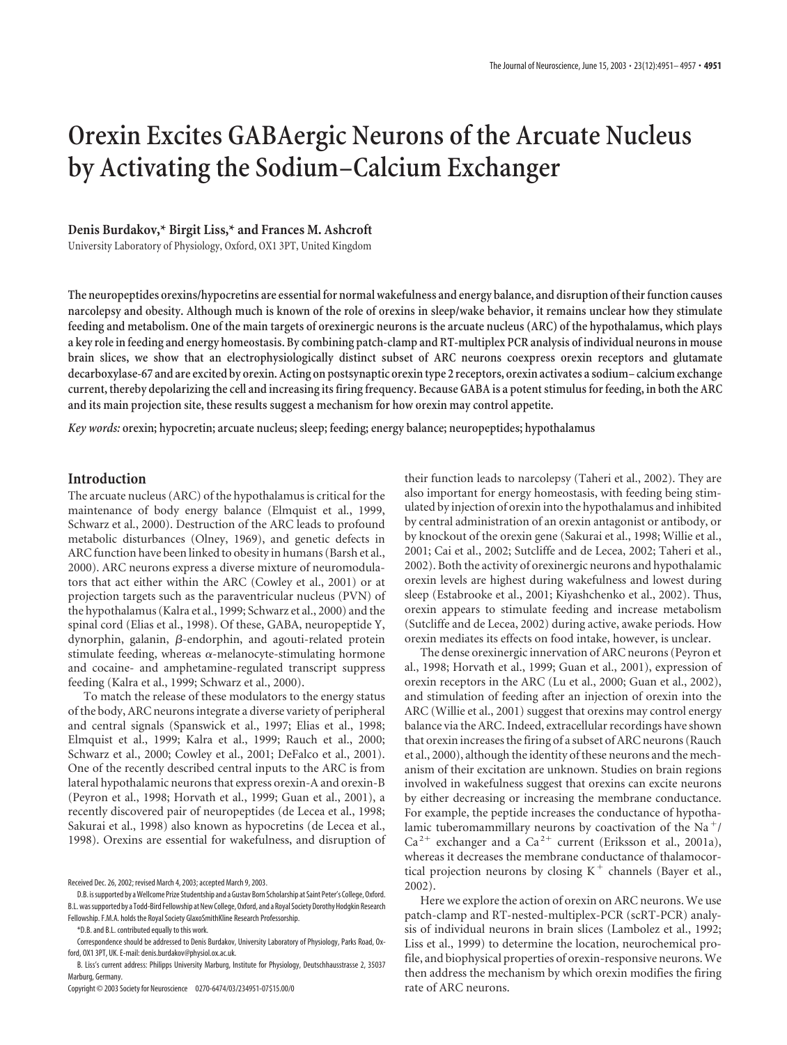# Orexin Excites GABAergic Neurons of the Arcuate Nucleus by Activating the Sodium–Calcium Exchanger

**Denis Burdakov,* Birgit Liss,* and Frances M. Ashcroft**

University Laboratory of Physiology, Oxford, OX1 3PT, United Kingdom

**The neuropeptides orexins/hypocretins are essential for normal wakefulness and energy balance, and disruption of their function causes narcolepsy and obesity. Although much is known of the role of orexins in sleep/wake behavior, it remains unclear how they stimulate feeding and metabolism. One of the main targets of orexinergic neurons is the arcuate nucleus (ARC) of the hypothalamus, which plays a key role in feeding and energy homeostasis. By combining patch-clamp and RT-multiplex PCR analysis of individual neurons in mouse brain slices, we show that an electrophysiologically distinct subset of ARC neurons coexpress orexin receptors and glutamate decarboxylase-67 and are excited by orexin. Acting on postsynaptic orexin type 2 receptors, orexin activates a sodium–calcium exchange current, thereby depolarizing the cell and increasing its firing frequency. Because GABA is a potent stimulus for feeding, in both the ARC and its main projection site, these results suggest a mechanism for how orexin may control appetite.**

*Key words:* **orexin; hypocretin; arcuate nucleus; sleep; feeding; energy balance; neuropeptides; hypothalamus**

## Introduction

The arcuate nucleus (ARC) of the hypothalamus is critical for the maintenance of body energy balance (Elmquist et al., 1999, Schwarz et al., 2000). Destruction of the ARC leads to profound metabolic disturbances (Olney, 1969), and genetic defects in ARC function have been linked to obesity in humans (Barsh et al., 2000). ARC neurons express a diverse mixture of neuromodulators that act either within the ARC (Cowley et al., 2001) or at projection targets such as the paraventricular nucleus (PVN) of the hypothalamus (Kalra et al., 1999; Schwarz et al., 2000) and the spinal cord (Elias et al., 1998). Of these, GABA, neuropeptide Y, dynorphin, galanin, $\beta$-endorphin, and agouti-related protein stimulate feeding, whereas $\alpha$-melanocyte-stimulating hormone and cocaine- and amphetamine-regulated transcript suppress feeding (Kalra et al., 1999; Schwarz et al., 2000).

To match the release of these modulators to the energy status of the body, ARC neurons integrate a diverse variety of peripheral and central signals (Spanswick et al., 1997; Elias et al., 1998; Elmquist et al., 1999; Kalra et al., 1999; Rauch et al., 2000; Schwarz et al., 2000; Cowley et al., 2001; DeFalco et al., 2001). One of the recently described central inputs to the ARC is from lateral hypothalamic neurons that express orexin-A and orexin-B (Peyron et al., 1998; Horvath et al., 1999; Guan et al., 2001), a recently discovered pair of neuropeptides (de Lecea et al., 1998; Sakurai et al., 1998) also known as hypocretins (de Lecea et al., 1998). Orexins are essential for wakefulness, and disruption of their function leads to narcolepsy (Taheri et al., 2002). They are also important for energy homeostasis, with feeding being stimulated by injection of orexin into the hypothalamus and inhibited by central administration of an orexin antagonist or antibody, or by knockout of the orexin gene (Sakurai et al., 1998; Willie et al., 2001; Cai et al., 2002; Sutcliffe and de Lecea, 2002; Taheri et al., 2002). Both the activity of orexinergic neurons and hypothalamic orexin levels are highest during wakefulness and lowest during sleep (Estabrooke et al., 2001; Kiyashchenko et al., 2002). Thus, orexin appears to stimulate feeding and increase metabolism (Sutcliffe and de Lecea, 2002) during active, awake periods. How orexin mediates its effects on food intake, however, is unclear.

The dense orexinergic innervation of ARC neurons (Peyron et al., 1998; Horvath et al., 1999; Guan et al., 2001), expression of orexin receptors in the ARC (Lu et al., 2000; Guan et al., 2002), and stimulation of feeding after an injection of orexin into the ARC (Willie et al., 2001) suggest that orexins may control energy balance via the ARC. Indeed, extracellular recordings have shown that orexin increases the firing of a subset of ARC neurons (Rauch et al., 2000), although the identity of these neurons and the mechanism of their excitation are unknown. Studies on brain regions involved in wakefulness suggest that orexins can excite neurons by either decreasing or increasing the membrane conductance. For example, the peptide increases the conductance of hypothalamic tuberomammillary neurons by coactivation of the $Na^+$/$Ca^{2+}$ exchanger and a $Ca^{2+}$ current (Eriksson et al., 2001a), whereas it decreases the membrane conductance of thalamocortical projection neurons by closing $K^+$ channels (Bayer et al., 2002).

Here we explore the action of orexin on ARC neurons. We use patch-clamp and RT-nested-multiplex-PCR (scRT-PCR) analysis of individual neurons in brain slices (Lambolez et al., 1992; Liss et al., 1999) to determine the location, neurochemical profile, and biophysical properties of orexin-responsive neurons. We then address the mechanism by which orexin modifies the firing rate of ARC neurons.

Received Dec. 26, 2002; revised March 4, 2003; accepted March 9, 2003.

D.B. is supported by a Wellcome Prize Studentship and a Gustav Born Scholarship at Saint Peter's College, Oxford. B.L. was supported by a Todd-Bird Fellowship at New College, Oxford, and a Royal Society Dorothy Hodgkin Research Fellowship. F.M.A. holds the Royal Society GlaxoSmithKline Research Professorship.

*D.B. and B.L. contributed equally to this work.

Correspondence should be addressed to Denis Burdakov, University Laboratory of Physiology, Parks Road, Oxford, OX1 3PT, UK. E-mail: denis.burdakov@physiol.ox.ac.uk.

B. Liss's current address: Philipps University Marburg, Institute for Physiology, Deutschhausstrasse 2, 35037 Marburg, Germany.

Copyright © 2003 Society for Neuroscience 0270-6474/03/234951-07$15.00/0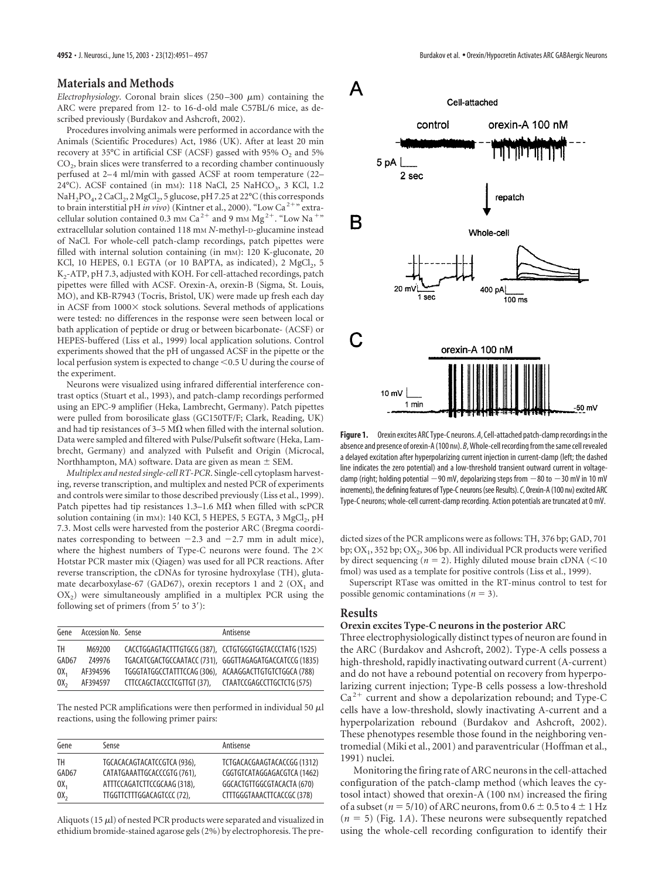## Materials and Methods

*Electrophysiology*. Coronal brain slices (250–300 μm) containing the ARC were prepared from 12- to 16-d-old male C57BL/6 mice, as described previously (Burdakov and Ashcroft, 2002).

Procedures involving animals were performed in accordance with the Animals (Scientific Procedures) Act, 1986 (UK). After at least 20 min recovery at 35°C in artificial CSF (ACSF) gassed with 95% $O_2$ and 5% $CO_2$, brain slices were transferred to a recording chamber continuously perfused at 2–4 ml/min with gassed ACSF at room temperature (22–24°C). ACSF contained (in mM): 118 NaCl, 25 $NaHCO_3$, 3 KCl, 1.2 $NaH_2PO_4$, 2 $CaCl_2$, 2 $MgCl_2$, 5 glucose, pH 7.25 at 22°C (this corresponds to brain interstitial pH *in vivo*) (Kintner et al., 2000). "Low $Ca^{2+}$" extracellular solution contained 0.3 mM $Ca^{2+}$ and 9 mM $Mg^{2+}$. "Low $Na^+$" extracellular solution contained 118 mM *N*-methyl-D-glucamine instead of NaCl. For whole-cell patch-clamp recordings, patch pipettes were filled with internal solution containing (in mM): 120 K-gluconate, 20 KCl, 10 HEPES, 0.1 EGTA (or 10 BAPTA, as indicated), 2 $MgCl_2$, 5 $K_2$-ATP, pH 7.3, adjusted with KOH. For cell-attached recordings, patch pipettes were filled with ACSF. Orexin-A, orexin-B (Sigma, St. Louis, MO), and KB-R7943 (Tocris, Bristol, UK) were made up fresh each day in ACSF from 1000× stock solutions. Several methods of applications were tested: no differences in the response were seen between local or bath application of peptide or drug or between bicarbonate- (ACSF) or HEPES-buffered (Liss et al., 1999) local application solutions. Control experiments showed that the pH of ungassed ACSF in the pipette or the local perfusion system is expected to change <0.5 U during the course of the experiment.

Neurons were visualized using infrared differential interference contrast optics (Stuart et al., 1993), and patch-clamp recordings performed using an EPC-9 amplifier (Heka, Lambrecht, Germany). Patch pipettes were pulled from borosilicate glass (GC150TF/F; Clark, Reading, UK) and had tip resistances of 3–5 MΩ when filled with the internal solution. Data were sampled and filtered with Pulse/Pulsefit software (Heka, Lambrecht, Germany) and analyzed with Pulsefit and Origin (Microcal, Northhampton, MA) software. Data are given as mean ± SEM.

*Multiplex and nested single-cell RT-PCR*. Single-cell cytoplasm harvesting, reverse transcription, and multiplex and nested PCR of experiments and controls were similar to those described previously (Liss et al., 1999). Patch pipettes had tip resistances 1.3–1.6 MΩ when filled with scPCR solution containing (in mM): 140 KCl, 5 HEPES, 5 EGTA, 3 $MgCl_2$, pH 7.3. Most cells were harvested from the posterior ARC (Bregma coordinates corresponding to between −2.3 and −2.7 mm in adult mice), where the highest numbers of Type-C neurons were found. The 2× Hotstar PCR master mix (Qiagen) was used for all PCR reactions. After reverse transcription, the cDNAs for tyrosine hydroxylase (TH), glutamate decarboxylase-67 (GAD67), orexin receptors 1 and 2 ($OX_1$ and $OX_2$) were simultaneously amplified in a multiplex PCR using the following set of primers (from 5′ to 3′):

| Gene | Accession No. | Sense | Antisense |
|---|---|---|---|
| TH | M69200 | CACCTGGAGTACTTTGTGCG (387), | CCTGTGGGTGGTACCCTATG (1525) |
| GAD67 | Z49976 | TGACATCGACTGCCAATACC (731), | GGGTTAGAGATGACCATCCG (1835) |
| $OX_1$ | AF394596 | TGGGTATGGCCTATTTCCAG (306), | ACAAGGACTTGTGTCTGGCA (788) |
| $OX_2$ | AF394597 | CTTCCAGCTACCCTCGTTGT (37), | CTAATCCGAGCCTTGCTCTG (575) |

The nested PCR amplifications were then performed in individual 50 μl reactions, using the following primer pairs:

| Gene | Sense | Antisense |
|---|---|---|
| TH | TGCACACAGTACATCCGTCA (936), | TCTGACACGAAGTACACCGG (1312) |
| GAD67 | CATATGAAATTGCACCCGTG (761), | CGGTGTCATAGGAGACGTCA (1462) |
| $OX_1$ | ATTTCCAGATCTTCCGCAAG (318), | GGCACTGTTGGCGTACACTA (670) |
| $OX_2$ | TTGGTTCTTTGGACAGTCCC (72), | CTTTGGGTAAACTTCACCGC (378) |

Aliquots (15 μl) of nested PCR products were separated and visualized in ethidium bromide-stained agarose gels (2%) by electrophoresis. The predicted sizes of the PCR amplicons were as follows: TH, 376 bp; GAD, 701 bp; $OX_1$, 352 bp; $OX_2$, 306 bp. All individual PCR products were verified by direct sequencing ($n = 2$). Highly diluted mouse brain cDNA (<10 fmol) was used as a template for positive controls (Liss et al., 1999).

Superscript RTase was omitted in the RT-minus control to test for possible genomic contaminations ($n = 3$).

**Figure 1.** Orexin excites ARC Type-C neurons. *A*, Cell-attached patch-clamp recordings in the absence and presence of orexin-A (100 nM). *B*, Whole-cell recording from the same cell revealed a delayed excitation after hyperpolarizing current injection in current-clamp (left; the dashed line indicates the zero potential) and a low-threshold transient outward current in voltage-clamp (right; holding potential −90 mV, depolarizing steps from −80 to −30 mV in 10 mV increments), the defining features of Type-C neurons (see Results). *C*, Orexin-A (100 nM) excited ARC Type-C neurons; whole-cell current-clamp recording. Action potentials are truncated at 0 mV.

## Results

### Orexin excites Type-C neurons in the posterior ARC

Three electrophysiologically distinct types of neuron are found in the ARC (Burdakov and Ashcroft, 2002). Type-A cells possess a high-threshold, rapidly inactivating outward current (A-current) and do not have a rebound potential on recovery from hyperpolarizing current injection; Type-B cells possess a low-threshold $Ca^{2+}$ current and show a depolarization rebound; and Type-C cells have a low-threshold, slowly inactivating A-current and a hyperpolarization rebound (Burdakov and Ashcroft, 2002). These phenotypes resemble those found in the neighboring ventromedial (Miki et al., 2001) and paraventricular (Hoffman et al., 1991) nuclei.

Monitoring the firing rate of ARC neurons in the cell-attached configuration of the patch-clamp method (which leaves the cytosol intact) showed that orexin-A (100 nM) increased the firing of a subset ($n = 5/10$) of ARC neurons, from 0.6 ± 0.5 to 4 ± 1 Hz ($n = 5$) (Fig. 1*A*). These neurons were subsequently repatched using the whole-cell recording configuration to identify their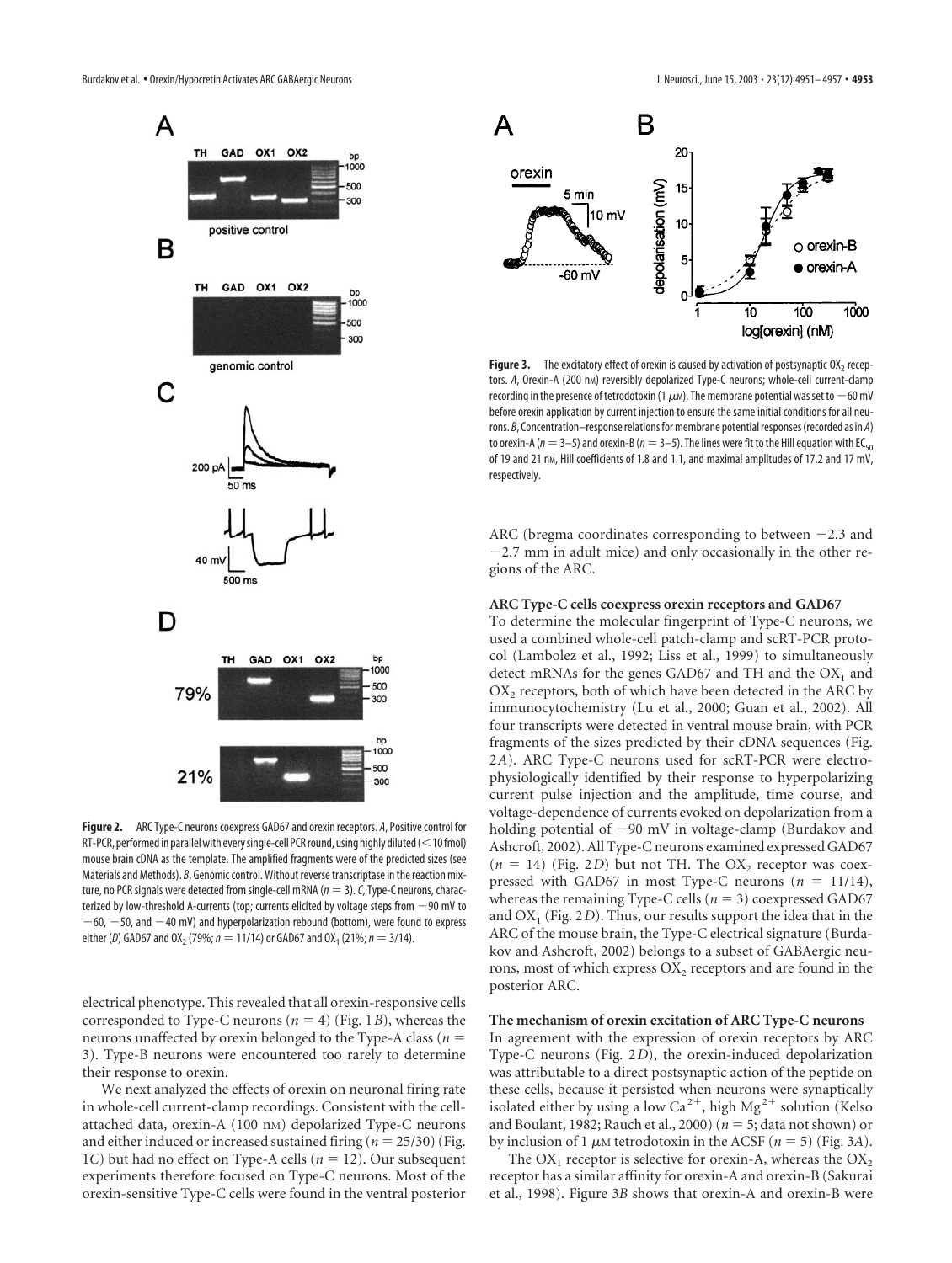A

TH GAD OX1 OX2

bp
1000
500
300

positive control

B

TH GAD OX1 OX2

bp
1000
500
300

genomic control

C

200 pA
50 ms

40 mV
500 ms

D

TH GAD OX1 OX2

bp
1000
500
300

79%

bp
1000
500
300

21%

**Figure 2.** ARC Type-C neurons coexpress GAD67 and orexin receptors. *A*, Positive control for RT-PCR, performed in parallel with every single-cell PCR round, using highly diluted (<10 fmol) mouse brain cDNA as the template. The amplified fragments were of the predicted sizes (see Materials and Methods). *B*, Genomic control. Without reverse transcriptase in the reaction mixture, no PCR signals were detected from single-cell mRNA ($n = 3$). *C*, Type-C neurons, characterized by low-threshold A-currents (top; currents elicited by voltage steps from −90 mV to −60, −50, and −40 mV) and hyperpolarization rebound (bottom), were found to express either (*D*) GAD67 and $OX_2$ (79%; $n = 11/14$) or GAD67 and $OX_1$ (21%; $n = 3/14$).

electrical phenotype. This revealed that all orexin-responsive cells corresponded to Type-C neurons ($n = 4$) (Fig. 1*B*), whereas the neurons unaffected by orexin belonged to the Type-A class ($n = 3$). Type-B neurons were encountered too rarely to determine their response to orexin.

We next analyzed the effects of orexin on neuronal firing rate in whole-cell current-clamp recordings. Consistent with the cell-attached data, orexin-A (100 nM) depolarized Type-C neurons and either induced or increased sustained firing ($n = 25/30$) (Fig. 1*C*) but had no effect on Type-A cells ($n = 12$). Our subsequent experiments therefore focused on Type-C neurons. Most of the orexin-sensitive Type-C cells were found in the ventral posterior

A

orexin
5 min
10 mV
-60 mV

B

depolarisation (mV)
20
15
10
5
0
1
10
100
1000
log[orexin] (nM)
○ orexin-B
● orexin-A

**Figure 3.** The excitatory effect of orexin is caused by activation of postsynaptic $OX_2$ receptors. *A*, Orexin-A (200 nM) reversibly depolarized Type-C neurons; whole-cell current-clamp recording in the presence of tetrodotoxin (1 μM). The membrane potential was set to −60 mV before orexin application by current injection to ensure the same initial conditions for all neurons. *B*, Concentration–response relations for membrane potential responses (recorded as in *A*) to orexin-A ($n = 3$–5) and orexin-B ($n = 3$–5). The lines were fit to the Hill equation with $EC_{50}$ of 19 and 21 nM, Hill coefficients of 1.8 and 1.1, and maximal amplitudes of 17.2 and 17 mV, respectively.

ARC (bregma coordinates corresponding to between −2.3 and −2.7 mm in adult mice) and only occasionally in the other regions of the ARC.

### ARC Type-C cells coexpress orexin receptors and GAD67

To determine the molecular fingerprint of Type-C neurons, we used a combined whole-cell patch-clamp and scRT-PCR protocol (Lambolez et al., 1992; Liss et al., 1999) to simultaneously detect mRNAs for the genes GAD67 and TH and the $OX_1$ and $OX_2$ receptors, both of which have been detected in the ARC by immunocytochemistry (Lu et al., 2000; Guan et al., 2002). All four transcripts were detected in ventral mouse brain, with PCR fragments of the sizes predicted by their cDNA sequences (Fig. 2*A*). ARC Type-C neurons used for scRT-PCR were electrophysiologically identified by their response to hyperpolarizing current pulse injection and the amplitude, time course, and voltage-dependence of currents evoked on depolarization from a holding potential of −90 mV in voltage-clamp (Burdakov and Ashcroft, 2002). All Type-C neurons examined expressed GAD67 ($n = 14$) (Fig. 2*D*) but not TH. The $OX_2$ receptor was coexpressed with GAD67 in most Type-C neurons ($n = 11/14$), whereas the remaining Type-C cells ($n = 3$) coexpressed GAD67 and $OX_1$ (Fig. 2*D*). Thus, our results support the idea that in the ARC of the mouse brain, the Type-C electrical signature (Burdakov and Ashcroft, 2002) belongs to a subset of GABAergic neurons, most of which express $OX_2$ receptors and are found in the posterior ARC.

### The mechanism of orexin excitation of ARC Type-C neurons

In agreement with the expression of orexin receptors by ARC Type-C neurons (Fig. 2*D*), the orexin-induced depolarization was attributable to a direct postsynaptic action of the peptide on these cells, because it persisted when neurons were synaptically isolated either by using a low $Ca^{2+}$, high $Mg^{2+}$ solution (Kelso and Boulant, 1982; Rauch et al., 2000) ($n = 5$; data not shown) or by inclusion of 1 μM tetrodotoxin in the ACSF ($n = 5$) (Fig. 3*A*).

The $OX_1$ receptor is selective for orexin-A, whereas the $OX_2$ receptor has a similar affinity for orexin-A and orexin-B (Sakurai et al., 1998). Figure 3*B* shows that orexin-A and orexin-B were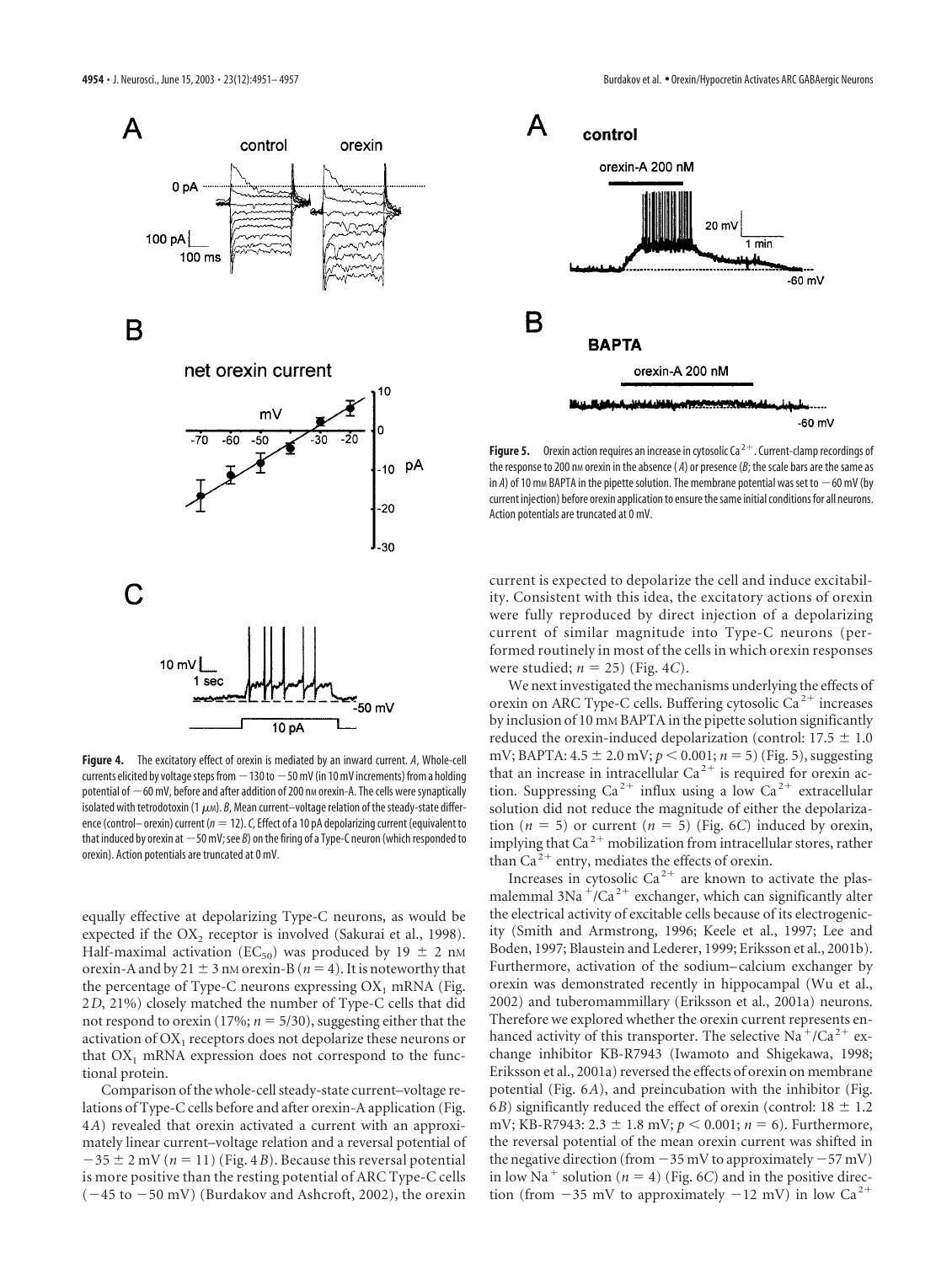A

control

orexin

0 pA

100 pA

100 ms

B

net orexin current

mV

-70 -60 -50 -30 -20

10

0

-10 pA

-20

-30

C

10 mV

1 sec

-50 mV

10 pA

**Figure 4.** The excitatory effect of orexin is mediated by an inward current. *A*, Whole-cell currents elicited by voltage steps from −130 to −50 mV (in 10 mV increments) from a holding potential of −60 mV, before and after addition of 200 nM orexin-A. The cells were synaptically isolated with tetrodotoxin (1 μM). *B*, Mean current–voltage relation of the steady-state difference (control– orexin) current ($n = 12$). *C*, Effect of a 10 pA depolarizing current (equivalent to that induced by orexin at −50 mV; see *B*) on the firing of a Type-C neuron (which responded to orexin). Action potentials are truncated at 0 mV.

equally effective at depolarizing Type-C neurons, as would be expected if the $OX_2$ receptor is involved (Sakurai et al., 1998). Half-maximal activation ($EC_{50}$) was produced by 19 ± 2 nM orexin-A and by 21 ± 3 nM orexin-B ($n = 4$). It is noteworthy that the percentage of Type-C neurons expressing $OX_1$ mRNA (Fig. 2*D*, 21%) closely matched the number of Type-C cells that did not respond to orexin (17%; $n = 5/30$), suggesting either that the activation of $OX_1$ receptors does not depolarize these neurons or that $OX_1$ mRNA expression does not correspond to the functional protein.

Comparison of the whole-cell steady-state current–voltage relations of Type-C cells before and after orexin-A application (Fig. 4*A*) revealed that orexin activated a current with an approximately linear current–voltage relation and a reversal potential of −35 ± 2 mV ($n = 11$) (Fig. 4*B*). Because this reversal potential is more positive than the resting potential of ARC Type-C cells (−45 to −50 mV) (Burdakov and Ashcroft, 2002), the orexin current is expected to depolarize the cell and induce excitability. Consistent with this idea, the excitatory actions of orexin were fully reproduced by direct injection of a depolarizing current of similar magnitude into Type-C neurons (performed routinely in most of the cells in which orexin responses were studied; $n = 25$) (Fig. 4*C*).

We next investigated the mechanisms underlying the effects of orexin on ARC Type-C cells. Buffering cytosolic $Ca^{2+}$ increases by inclusion of 10 mM BAPTA in the pipette solution significantly reduced the orexin-induced depolarization (control: 17.5 ± 1.0 mV; BAPTA: 4.5 ± 2.0 mV; $p < 0.001$; $n = 5$) (Fig. 5), suggesting that an increase in intracellular $Ca^{2+}$ is required for orexin action. Suppressing $Ca^{2+}$ influx using a low $Ca^{2+}$ extracellular solution did not reduce the magnitude of either the depolarization ($n = 5$) or current ($n = 5$) (Fig. 6*C*) induced by orexin, implying that $Ca^{2+}$ mobilization from intracellular stores, rather than $Ca^{2+}$ entry, mediates the effects of orexin.

Increases in cytosolic $Ca^{2+}$ are known to activate the plasmalemmal $3Na^+/Ca^{2+}$ exchanger, which can significantly alter the electrical activity of excitable cells because of its electrogenicity (Smith and Armstrong, 1996; Keele et al., 1997; Lee and Boden, 1997; Blaustein and Lederer, 1999; Eriksson et al., 2001b). Furthermore, activation of the sodium–calcium exchanger by orexin was demonstrated recently in hippocampal (Wu et al., 2002) and tuberomammillary (Eriksson et al., 2001a) neurons. Therefore we explored whether the orexin current represents enhanced activity of this transporter. The selective $Na^+/Ca^{2+}$ exchange inhibitor KB-R7943 (Iwamoto and Shigekawa, 1998; Eriksson et al., 2001a) reversed the effects of orexin on membrane potential (Fig. 6*A*), and preincubation with the inhibitor (Fig. 6*B*) significantly reduced the effect of orexin (control: 18 ± 1.2 mV; KB-R7943: 2.3 ± 1.8 mV; $p < 0.001$; $n = 6$). Furthermore, the reversal potential of the mean orexin current was shifted in the negative direction (from −35 mV to approximately −57 mV) in low $Na^+$ solution ($n = 4$) (Fig. 6*C*) and in the positive direction (from −35 mV to approximately −12 mV) in low $Ca^{2+}$

A

control

orexin-A 200 nM

20 mV

1 min

-60 mV

B

BAPTA

orexin-A 200 nM

-60 mV

**Figure 5.** Orexin action requires an increase in cytosolic $Ca^{2+}$. Current-clamp recordings of the response to 200 nM orexin in the absence (*A*) or presence (*B*; the scale bars are the same as in *A*) of 10 mM BAPTA in the pipette solution. The membrane potential was set to −60 mV (by current injection) before orexin application to ensure the same initial conditions for all neurons. Action potentials are truncated at 0 mV.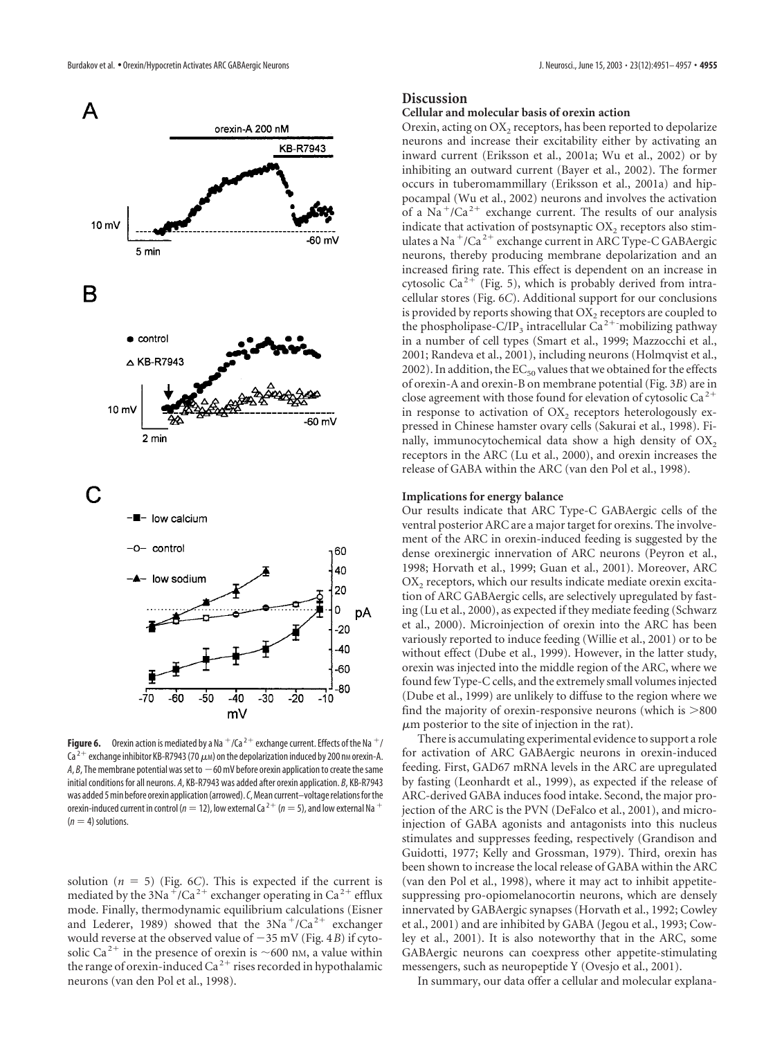**Figure 6.** Orexin action is mediated by a $Na^+/Ca^{2+}$ exchange current. Effects of the $Na^+/Ca^{2+}$ exchange inhibitor KB-R7943 (70 μM) on the depolarization induced by 200 nM orexin-A. *A*, *B*, The membrane potential was set to −60 mV before orexin application to create the same initial conditions for all neurons. *A*, KB-R7943 was added after orexin application. *B*, KB-R7943 was added 5 min before orexin application (arrowed). *C*, Mean current–voltage relations for the orexin-induced current in control ($n = 12$), low external $Ca^{2+}$ ($n = 5$), and low external $Na^+$ ($n = 4$) solutions.

solution ($n = 5$) (Fig. 6*C*). This is expected if the current is mediated by the $3Na^+/Ca^{2+}$ exchanger operating in $Ca^{2+}$ efflux mode. Finally, thermodynamic equilibrium calculations (Eisner and Lederer, 1989) showed that the $3Na^+/Ca^{2+}$ exchanger would reverse at the observed value of −35 mV (Fig. 4*B*) if cytosolic $Ca^{2+}$ in the presence of orexin is ~600 nM, a value within the range of orexin-induced $Ca^{2+}$ rises recorded in hypothalamic neurons (van den Pol et al., 1998).

## Discussion

### Cellular and molecular basis of orexin action

Orexin, acting on $OX_2$ receptors, has been reported to depolarize neurons and increase their excitability either by activating an inward current (Eriksson et al., 2001a; Wu et al., 2002) or by inhibiting an outward current (Bayer et al., 2002). The former occurs in tuberomammillary (Eriksson et al., 2001a) and hippocampal (Wu et al., 2002) neurons and involves the activation of a $Na^+/Ca^{2+}$ exchange current. The results of our analysis indicate that activation of postsynaptic $OX_2$ receptors also stimulates a $Na^+/Ca^{2+}$ exchange current in ARC Type-C GABAergic neurons, thereby producing membrane depolarization and an increased firing rate. This effect is dependent on an increase in cytosolic $Ca^{2+}$ (Fig. 5), which is probably derived from intracellular stores (Fig. 6*C*). Additional support for our conclusions is provided by reports showing that $OX_2$ receptors are coupled to the phospholipase-C/$IP_3$ intracellular $Ca^{2+}$-mobilizing pathway in a number of cell types (Smart et al., 1999; Mazzocchi et al., 2001; Randeva et al., 2001), including neurons (Holmqvist et al., 2002). In addition, the $EC_{50}$ values that we obtained for the effects of orexin-A and orexin-B on membrane potential (Fig. 3*B*) are in close agreement with those found for elevation of cytosolic $Ca^{2+}$ in response to activation of $OX_2$ receptors heterologously expressed in Chinese hamster ovary cells (Sakurai et al., 1998). Finally, immunocytochemical data show a high density of $OX_2$ receptors in the ARC (Lu et al., 2000), and orexin increases the release of GABA within the ARC (van den Pol et al., 1998).

### Implications for energy balance

Our results indicate that ARC Type-C GABAergic cells of the ventral posterior ARC are a major target for orexins. The involvement of the ARC in orexin-induced feeding is suggested by the dense orexinergic innervation of ARC neurons (Peyron et al., 1998; Horvath et al., 1999; Guan et al., 2001). Moreover, ARC $OX_2$ receptors, which our results indicate mediate orexin excitation of ARC GABAergic cells, are selectively upregulated by fasting (Lu et al., 2000), as expected if they mediate feeding (Schwarz et al., 2000). Microinjection of orexin into the ARC has been variously reported to induce feeding (Willie et al., 2001) or to be without effect (Dube et al., 1999). However, in the latter study, orexin was injected into the middle region of the ARC, where we found few Type-C cells, and the extremely small volumes injected (Dube et al., 1999) are unlikely to diffuse to the region where we find the majority of orexin-responsive neurons (which is >800 μm posterior to the site of injection in the rat).

There is accumulating experimental evidence to support a role for activation of ARC GABAergic neurons in orexin-induced feeding. First, GAD67 mRNA levels in the ARC are upregulated by fasting (Leonhardt et al., 1999), as expected if the release of ARC-derived GABA induces food intake. Second, the major projection of the ARC is the PVN (DeFalco et al., 2001), and microinjection of GABA agonists and antagonists into this nucleus stimulates and suppresses feeding, respectively (Grandison and Guidotti, 1977; Kelly and Grossman, 1979). Third, orexin has been shown to increase the local release of GABA within the ARC (van den Pol et al., 1998), where it may act to inhibit appetite-suppressing pro-opiomelanocortin neurons, which are densely innervated by GABAergic synapses (Horvath et al., 1992; Cowley et al., 2001) and are inhibited by GABA (Jegou et al., 1993; Cowley et al., 2001). It is also noteworthy that in the ARC, some GABAergic neurons can coexpress other appetite-stimulating messengers, such as neuropeptide Y (Ovesjo et al., 2001).

In summary, our data offer a cellular and molecular explana-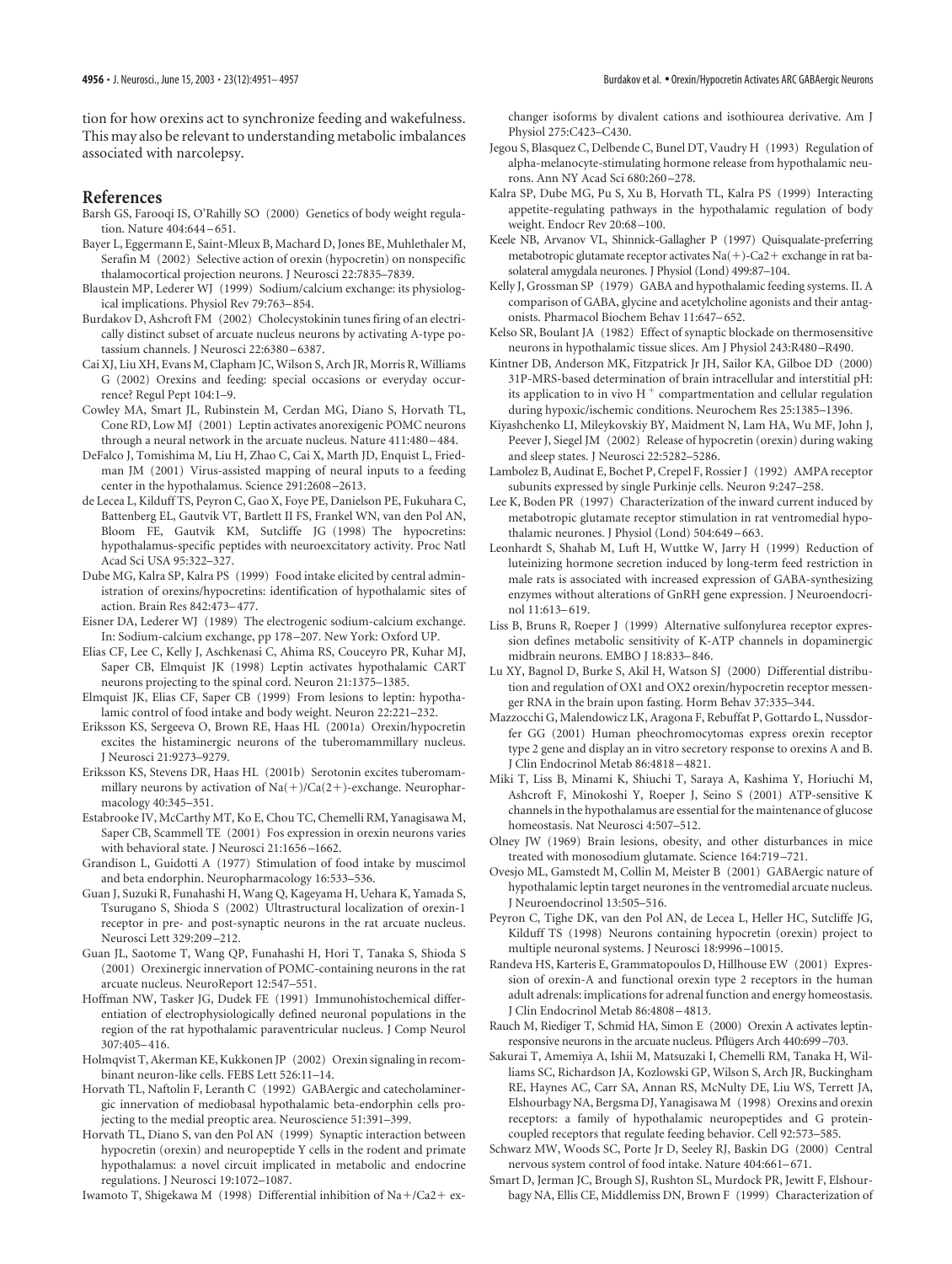tion for how orexins act to synchronize feeding and wakefulness. This may also be relevant to understanding metabolic imbalances associated with narcolepsy.

## References

Barsh GS, Farooqi IS, O'Rahilly SO (2000) Genetics of body weight regulation. Nature 404:644–651.

Bayer L, Eggermann E, Saint-Mleux B, Machard D, Jones BE, Muhlethaler M, Serafin M (2002) Selective action of orexin (hypocretin) on nonspecific thalamocortical projection neurons. J Neurosci 22:7835–7839.

Blaustein MP, Lederer WJ (1999) Sodium/calcium exchange: its physiological implications. Physiol Rev 79:763–854.

Burdakov D, Ashcroft FM (2002) Cholecystokinin tunes firing of an electrically distinct subset of arcuate nucleus neurons by activating A-type potassium channels. J Neurosci 22:6380–6387.

Cai XJ, Liu XH, Evans M, Clapham JC, Wilson S, Arch JR, Morris R, Williams G (2002) Orexins and feeding: special occasions or everyday occurrence? Regul Pept 104:1–9.

Cowley MA, Smart JL, Rubinstein M, Cerdan MG, Diano S, Horvath TL, Cone RD, Low MJ (2001) Leptin activates anorexigenic POMC neurons through a neural network in the arcuate nucleus. Nature 411:480–484.

DeFalco J, Tomishima M, Liu H, Zhao C, Cai X, Marth JD, Enquist L, Friedman JM (2001) Virus-assisted mapping of neural inputs to a feeding center in the hypothalamus. Science 291:2608–2613.

de Lecea L, Kilduff TS, Peyron C, Gao X, Foye PE, Danielson PE, Fukuhara C, Battenberg EL, Gautvik VT, Bartlett II FS, Frankel WN, van den Pol AN, Bloom FE, Gautvik KM, Sutcliffe JG (1998) The hypocretins: hypothalamus-specific peptides with neuroexcitatory activity. Proc Natl Acad Sci USA 95:322–327.

Dube MG, Kalra SP, Kalra PS (1999) Food intake elicited by central administration of orexins/hypocretins: identification of hypothalamic sites of action. Brain Res 842:473–477.

Eisner DA, Lederer WJ (1989) The electrogenic sodium-calcium exchange. In: Sodium-calcium exchange, pp 178–207. New York: Oxford UP.

Elias CF, Lee C, Kelly J, Aschkenasi C, Ahima RS, Couceyro PR, Kuhar MJ, Saper CB, Elmquist JK (1998) Leptin activates hypothalamic CART neurons projecting to the spinal cord. Neuron 21:1375–1385.

Elmquist JK, Elias CF, Saper CB (1999) From lesions to leptin: hypothalamic control of food intake and body weight. Neuron 22:221–232.

Eriksson KS, Sergeeva O, Brown RE, Haas HL (2001a) Orexin/hypocretin excites the histaminergic neurons of the tuberomammillary nucleus. J Neurosci 21:9273–9279.

Eriksson KS, Stevens DR, Haas HL (2001b) Serotonin excites tuberomammillary neurons by activation of Na(+)/Ca(2+)-exchange. Neuropharmacology 40:345–351.

Estabrooke IV, McCarthy MT, Ko E, Chou TC, Chemelli RM, Yanagisawa M, Saper CB, Scammell TE (2001) Fos expression in orexin neurons varies with behavioral state. J Neurosci 21:1656–1662.

Grandison L, Guidotti A (1977) Stimulation of food intake by muscimol and beta endorphin. Neuropharmacology 16:533–536.

Guan J, Suzuki R, Funahashi H, Wang Q, Kageyama H, Uehara K, Yamada S, Tsurugano S, Shioda S (2002) Ultrastructural localization of orexin-1 receptor in pre- and post-synaptic neurons in the rat arcuate nucleus. Neurosci Lett 329:209–212.

Guan JL, Saotome T, Wang QP, Funahashi H, Hori T, Tanaka S, Shioda S (2001) Orexinergic innervation of POMC-containing neurons in the rat arcuate nucleus. NeuroReport 12:547–551.

Hoffman NW, Tasker JG, Dudek FE (1991) Immunohistochemical differentiation of electrophysiologically defined neuronal populations in the region of the rat hypothalamic paraventricular nucleus. J Comp Neurol 307:405–416.

Holmqvist T, Akerman KE, Kukkonen JP (2002) Orexin signaling in recombinant neuron-like cells. FEBS Lett 526:11–14.

Horvath TL, Naftolin F, Leranth C (1992) GABAergic and catecholaminergic innervation of mediobasal hypothalamic beta-endorphin cells projecting to the medial preoptic area. Neuroscience 51:391–399.

Horvath TL, Diano S, van den Pol AN (1999) Synaptic interaction between hypocretin (orexin) and neuropeptide Y cells in the rodent and primate hypothalamus: a novel circuit implicated in metabolic and endocrine regulations. J Neurosci 19:1072–1087.

Iwamoto T, Shigekawa M (1998) Differential inhibition of Na+/Ca2+ exchanger isoforms by divalent cations and isothiourea derivative. Am J Physiol 275:C423–C430.

Jegou S, Blasquez C, Delbende C, Bunel DT, Vaudry H (1993) Regulation of alpha-melanocyte-stimulating hormone release from hypothalamic neurons. Ann NY Acad Sci 680:260–278.

Kalra SP, Dube MG, Pu S, Xu B, Horvath TL, Kalra PS (1999) Interacting appetite-regulating pathways in the hypothalamic regulation of body weight. Endocr Rev 20:68–100.

Keele NB, Arvanov VL, Shinnick-Gallagher P (1997) Quisqualate-preferring metabotropic glutamate receptor activates Na(+)-Ca2+ exchange in rat basolateral amygdala neurones. J Physiol (Lond) 499:87–104.

Kelly J, Grossman SP (1979) GABA and hypothalamic feeding systems. II. A comparison of GABA, glycine and acetylcholine agonists and their antagonists. Pharmacol Biochem Behav 11:647–652.

Kelso SR, Boulant JA (1982) Effect of synaptic blockade on thermosensitive neurons in hypothalamic tissue slices. Am J Physiol 243:R480–R490.

Kintner DB, Anderson MK, Fitzpatrick Jr JH, Sailor KA, Gilboe DD (2000) 31P-MRS-based determination of brain intracellular and interstitial pH: its application to in vivo $H^+$ compartmentation and cellular regulation during hypoxic/ischemic conditions. Neurochem Res 25:1385–1396.

Kiyashchenko LI, Mileykovskiy BY, Maidment N, Lam HA, Wu MF, John J, Peever J, Siegel JM (2002) Release of hypocretin (orexin) during waking and sleep states. J Neurosci 22:5282–5286.

Lambolez B, Audinat E, Bochet P, Crepel F, Rossier J (1992) AMPA receptor subunits expressed by single Purkinje cells. Neuron 9:247–258.

Lee K, Boden PR (1997) Characterization of the inward current induced by metabotropic glutamate receptor stimulation in rat ventromedial hypothalamic neurones. J Physiol (Lond) 504:649–663.

Leonhardt S, Shahab M, Luft H, Wuttke W, Jarry H (1999) Reduction of luteinizing hormone secretion induced by long-term feed restriction in male rats is associated with increased expression of GABA-synthesizing enzymes without alterations of GnRH gene expression. J Neuroendocrinol 11:613–619.

Liss B, Bruns R, Roeper J (1999) Alternative sulfonylurea receptor expression defines metabolic sensitivity of K-ATP channels in dopaminergic midbrain neurons. EMBO J 18:833–846.

Lu XY, Bagnol D, Burke S, Akil H, Watson SJ (2000) Differential distribution and regulation of OX1 and OX2 orexin/hypocretin receptor messenger RNA in the brain upon fasting. Horm Behav 37:335–344.

Mazzocchi G, Malendowicz LK, Aragona F, Rebuffat P, Gottardo L, Nussdorfer GG (2001) Human pheochromocytomas express orexin receptor type 2 gene and display an in vitro secretory response to orexins A and B. J Clin Endocrinol Metab 86:4818–4821.

Miki T, Liss B, Minami K, Shiuchi T, Saraya A, Kashima Y, Horiuchi M, Ashcroft F, Minokoshi Y, Roeper J, Seino S (2001) ATP-sensitive K channels in the hypothalamus are essential for the maintenance of glucose homeostasis. Nat Neurosci 4:507–512.

Olney JW (1969) Brain lesions, obesity, and other disturbances in mice treated with monosodium glutamate. Science 164:719–721.

Ovesjo ML, Gamstedt M, Collin M, Meister B (2001) GABAergic nature of hypothalamic leptin target neurones in the ventromedial arcuate nucleus. J Neuroendocrinol 13:505–516.

Peyron C, Tighe DK, van den Pol AN, de Lecea L, Heller HC, Sutcliffe JG, Kilduff TS (1998) Neurons containing hypocretin (orexin) project to multiple neuronal systems. J Neurosci 18:9996–10015.

Randeva HS, Karteris E, Grammatopoulos D, Hillhouse EW (2001) Expression of orexin-A and functional orexin type 2 receptors in the human adult adrenals: implications for adrenal function and energy homeostasis. J Clin Endocrinol Metab 86:4808–4813.

Rauch M, Riediger T, Schmid HA, Simon E (2000) Orexin A activates leptin-responsive neurons in the arcuate nucleus. Pflügers Arch 440:699–703.

Sakurai T, Amemiya A, Ishii M, Matsuzaki I, Chemelli RM, Tanaka H, Williams SC, Richardson JA, Kozlowski GP, Wilson S, Arch JR, Buckingham RE, Haynes AC, Carr SA, Annan RS, McNulty DE, Liu WS, Terrett JA, Elshourbagy NA, Bergsma DJ, Yanagisawa M (1998) Orexins and orexin receptors: a family of hypothalamic neuropeptides and G protein-coupled receptors that regulate feeding behavior. Cell 92:573–585.

Schwarz MW, Woods SC, Porte Jr D, Seeley RJ, Baskin DG (2000) Central nervous system control of food intake. Nature 404:661–671.

Smart D, Jerman JC, Brough SJ, Rushton SL, Murdock PR, Jewitt F, Elshourbagy NA, Ellis CE, Middlemiss DN, Brown F (1999) Characterization of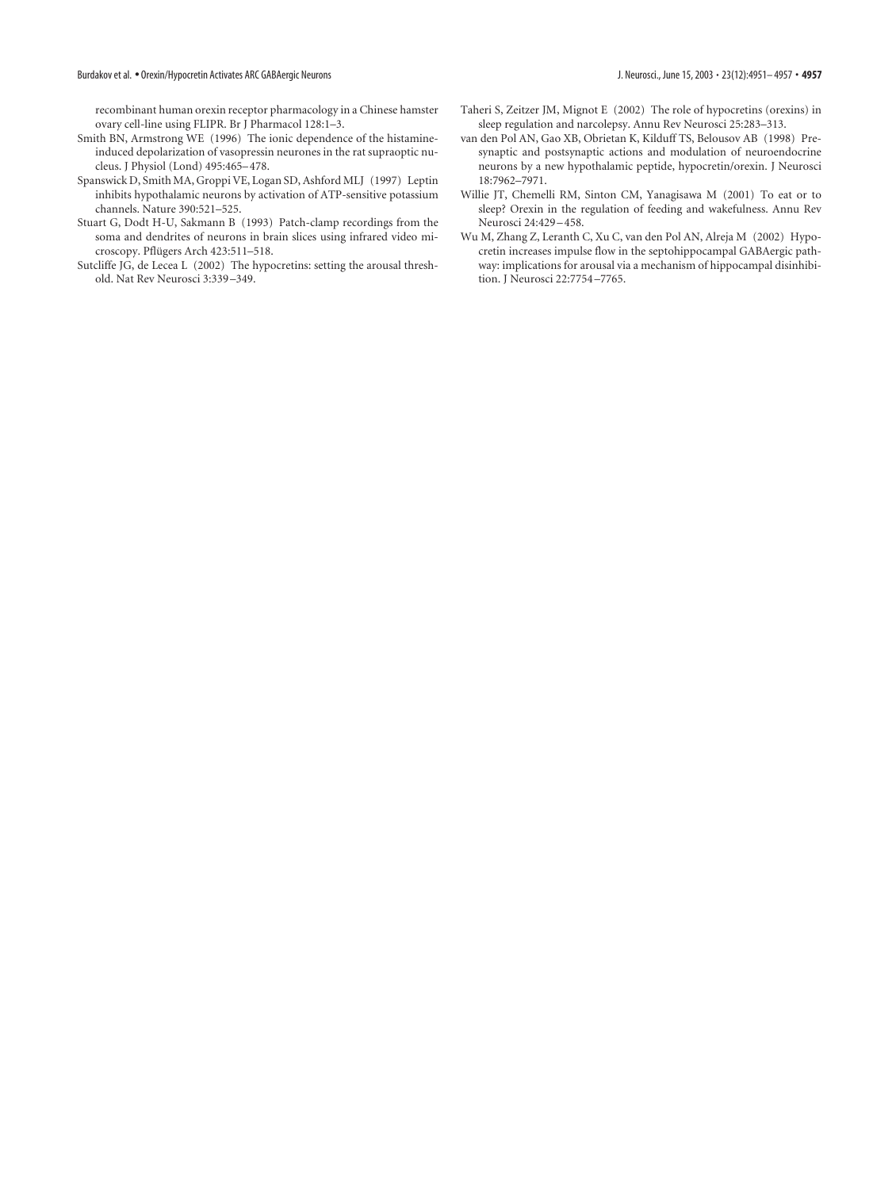recombinant human orexin receptor pharmacology in a Chinese hamster ovary cell-line using FLIPR. Br J Pharmacol 128:1–3.

Smith BN, Armstrong WE (1996) The ionic dependence of the histamine-induced depolarization of vasopressin neurones in the rat supraoptic nucleus. J Physiol (Lond) 495:465–478.

Spanswick D, Smith MA, Groppi VE, Logan SD, Ashford MLJ (1997) Leptin inhibits hypothalamic neurons by activation of ATP-sensitive potassium channels. Nature 390:521–525.

Stuart G, Dodt H-U, Sakmann B (1993) Patch-clamp recordings from the soma and dendrites of neurons in brain slices using infrared video microscopy. Pflügers Arch 423:511–518.

Sutcliffe JG, de Lecea L (2002) The hypocretins: setting the arousal threshold. Nat Rev Neurosci 3:339–349.

Taheri S, Zeitzer JM, Mignot E (2002) The role of hypocretins (orexins) in sleep regulation and narcolepsy. Annu Rev Neurosci 25:283–313.

van den Pol AN, Gao XB, Obrietan K, Kilduff TS, Belousov AB (1998) Presynaptic and postsynaptic actions and modulation of neuroendocrine neurons by a new hypothalamic peptide, hypocretin/orexin. J Neurosci 18:7962–7971.

Willie JT, Chemelli RM, Sinton CM, Yanagisawa M (2001) To eat or to sleep? Orexin in the regulation of feeding and wakefulness. Annu Rev Neurosci 24:429–458.

Wu M, Zhang Z, Leranth C, Xu C, van den Pol AN, Alreja M (2002) Hypocretin increases impulse flow in the septohippocampal GABAergic pathway: implications for arousal via a mechanism of hippocampal disinhibition. J Neurosci 22:7754–7765.